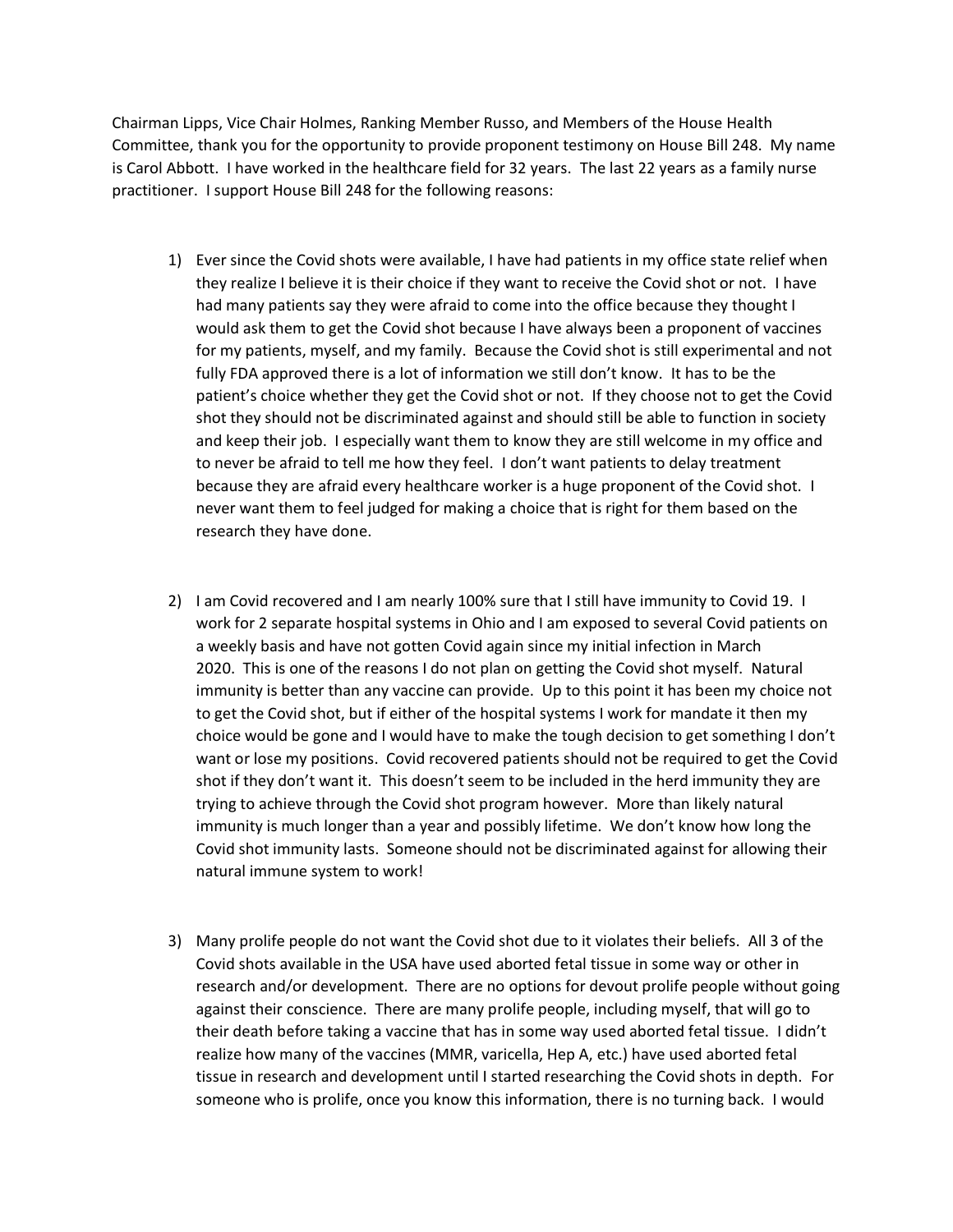Chairman Lipps, Vice Chair Holmes, Ranking Member Russo, and Members of the House Health Committee, thank you for the opportunity to provide proponent testimony on House Bill 248. My name is Carol Abbott. I have worked in the healthcare field for 32 years. The last 22 years as a family nurse practitioner. I support House Bill 248 for the following reasons:

1) Ever since the Covid shots were available, I have had patients in my office state relief when they realize I believe it is their choice if they want to receive the Covid shot or not. I have had many patients say they were afraid to come into the office because they thought I would ask them to get the Covid shot because I have always been a proponent of vaccines for my patients, myself, and my family. Because the Covid shot is still experimental and not fully FDA approved there is a lot of information we still don't know. It has to be the patient's choice whether they get the Covid shot or not. If they choose not to get the Covid shot they should not be discriminated against and should still be able to function in society and keep their job. I especially want them to know they are still welcome in my office and to never be afraid to tell me how they feel. I don't want patients to delay treatment because they are afraid every healthcare worker is a huge proponent of the Covid shot. I never want them to feel judged for making a choice that is right for them based on the research they have done.

2) I am Covid recovered and I am nearly 100% sure that I still have immunity to Covid 19. I work for 2 separate hospital systems in Ohio and I am exposed to several Covid patients on a weekly basis and have not gotten Covid again since my initial infection in March 2020. This is one of the reasons I do not plan on getting the Covid shot myself. Natural immunity is better than any vaccine can provide. Up to this point it has been my choice not to get the Covid shot, but if either of the hospital systems I work for mandate it then my choice would be gone and I would have to make the tough decision to get something I don't want or lose my positions. Covid recovered patients should not be required to get the Covid shot if they don't want it. This doesn't seem to be included in the herd immunity they are trying to achieve through the Covid shot program however. More than likely natural immunity is much longer than a year and possibly lifetime. We don't know how long the Covid shot immunity lasts. Someone should not be discriminated against for allowing their natural immune system to work!

3) Many prolife people do not want the Covid shot due to it violates their beliefs. All 3 of the Covid shots available in the USA have used aborted fetal tissue in some way or other in research and/or development. There are no options for devout prolife people without going against their conscience. There are many prolife people, including myself, that will go to their death before taking a vaccine that has in some way used aborted fetal tissue. I didn't realize how many of the vaccines (MMR, varicella, Hep A, etc.) have used aborted fetal tissue in research and development until I started researching the Covid shots in depth. For someone who is prolife, once you know this information, there is no turning back. I would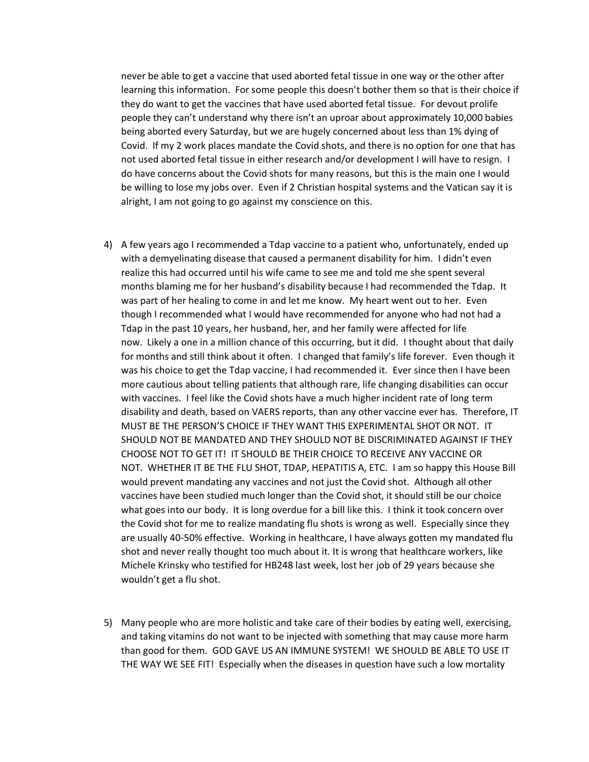never be able to get a vaccine that used aborted fetal tissue in one way or the other after learning this information. For some people this doesn't bother them so that is their choice if they do want to get the vaccines that have used aborted fetal tissue. For devout prolife people they can't understand why there isn't an uproar about approximately 10,000 babies being aborted every Saturday, but we are hugely concerned about less than 1% dying of Covid. If my 2 work places mandate the Covid shots, and there is no option for one that has not used aborted fetal tissue in either research and/or development I will have to resign. I do have concerns about the Covid shots for many reasons, but this is the main one I would be willing to lose my jobs over. Even if 2 Christian hospital systems and the Vatican say it is alright, I am not going to go against my conscience on this.

4) A few years ago I recommended a Tdap vaccine to a patient who, unfortunately, ended up with a demyelinating disease that caused a permanent disability for him. I didn't even realize this had occurred until his wife came to see me and told me she spent several months blaming me for her husband's disability because I had recommended the Tdap. It was part of her healing to come in and let me know. My heart went out to her. Even though I recommended what I would have recommended for anyone who had not had a Tdap in the past 10 years, her husband, her, and her family were affected for life now. Likely a one in a million chance of this occurring, but it did. I thought about that daily for months and still think about it often. I changed that family's life forever. Even though it was his choice to get the Tdap vaccine, I had recommended it. Ever since then I have been more cautious about telling patients that although rare, life changing disabilities can occur with vaccines. I feel like the Covid shots have a much higher incident rate of long term disability and death, based on VAERS reports, than any other vaccine ever has. Therefore, IT MUST BE THE PERSON'S CHOICE IF THEY WANT THIS EXPERIMENTAL SHOT OR NOT. IT SHOULD NOT BE MANDATED AND THEY SHOULD NOT BE DISCRIMINATED AGAINST IF THEY CHOOSE NOT TO GET IT! IT SHOULD BE THEIR CHOICE TO RECEIVE ANY VACCINE OR NOT. WHETHER IT BE THE FLU SHOT, TDAP, HEPATITIS A, ETC. I am so happy this House Bill would prevent mandating any vaccines and not just the Covid shot. Although all other vaccines have been studied much longer than the Covid shot, it should still be our choice what goes into our body. It is long overdue for a bill like this. I think it took concern over the Covid shot for me to realize mandating flu shots is wrong as well. Especially since they are usually 40-50% effective. Working in healthcare, I have always gotten my mandated flu shot and never really thought too much about it. It is wrong that healthcare workers, like Michele Krinsky who testified for HB248 last week, lost her job of 29 years because she wouldn't get a flu shot.

5) Many people who are more holistic and take care of their bodies by eating well, exercising, and taking vitamins do not want to be injected with something that may cause more harm than good for them. GOD GAVE US AN IMMUNE SYSTEM! WE SHOULD BE ABLE TO USE IT THE WAY WE SEE FIT! Especially when the diseases in question have such a low mortality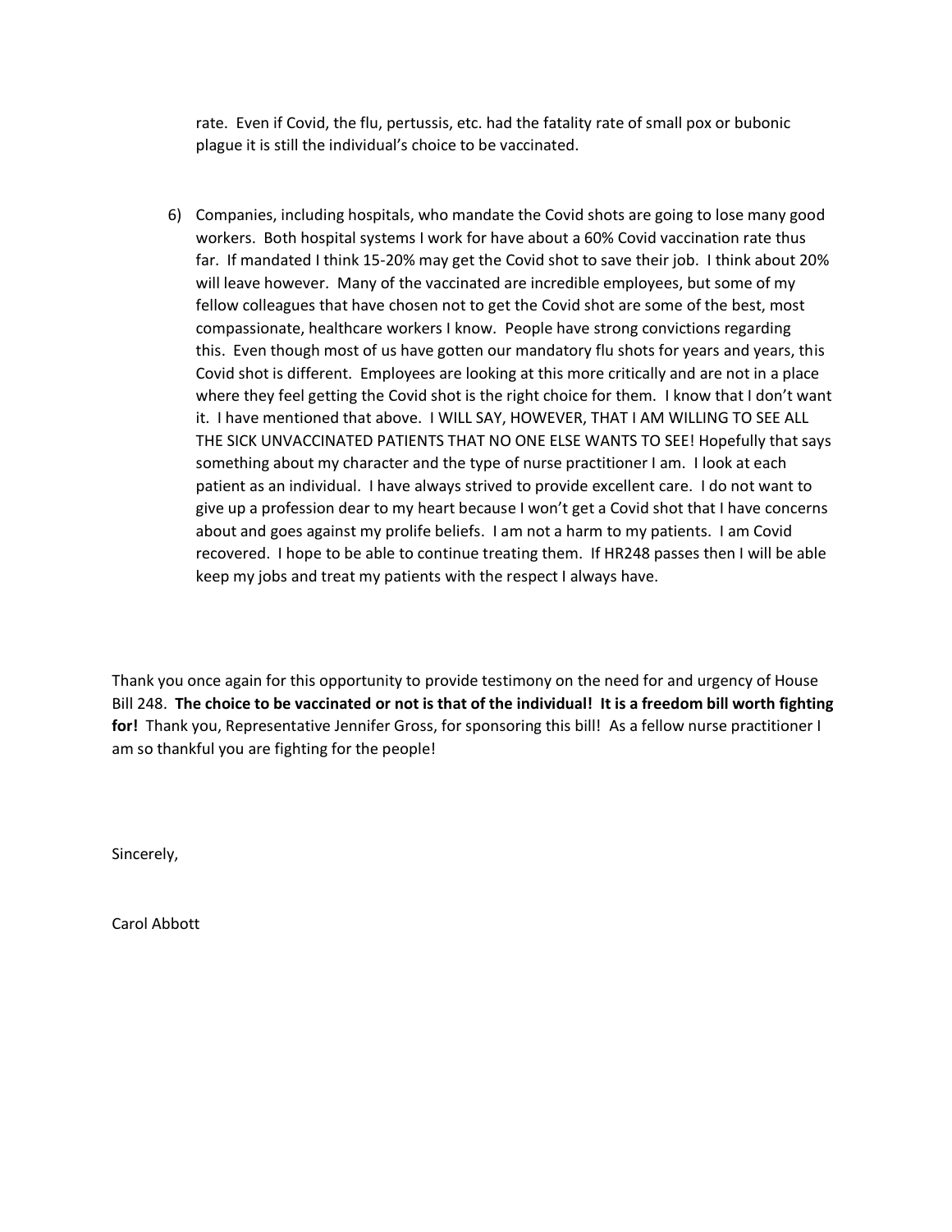rate. Even if Covid, the flu, pertussis, etc. had the fatality rate of small pox or bubonic plague it is still the individual's choice to be vaccinated.

6) Companies, including hospitals, who mandate the Covid shots are going to lose many good workers. Both hospital systems I work for have about a 60% Covid vaccination rate thus far. If mandated I think 15-20% may get the Covid shot to save their job. I think about 20% will leave however. Many of the vaccinated are incredible employees, but some of my fellow colleagues that have chosen not to get the Covid shot are some of the best, most compassionate, healthcare workers I know. People have strong convictions regarding this. Even though most of us have gotten our mandatory flu shots for years and years, this Covid shot is different. Employees are looking at this more critically and are not in a place where they feel getting the Covid shot is the right choice for them. I know that I don't want it. I have mentioned that above. I WILL SAY, HOWEVER, THAT I AM WILLING TO SEE ALL THE SICK UNVACCINATED PATIENTS THAT NO ONE ELSE WANTS TO SEE! Hopefully that says something about my character and the type of nurse practitioner I am. I look at each patient as an individual. I have always strived to provide excellent care. I do not want to give up a profession dear to my heart because I won't get a Covid shot that I have concerns about and goes against my prolife beliefs. I am not a harm to my patients. I am Covid recovered. I hope to be able to continue treating them. If HR248 passes then I will be able keep my jobs and treat my patients with the respect I always have.

Thank you once again for this opportunity to provide testimony on the need for and urgency of House Bill 248. **The choice to be vaccinated or not is that of the individual! It is a freedom bill worth fighting for!** Thank you, Representative Jennifer Gross, for sponsoring this bill! As a fellow nurse practitioner I am so thankful you are fighting for the people!

Sincerely,

Carol Abbott